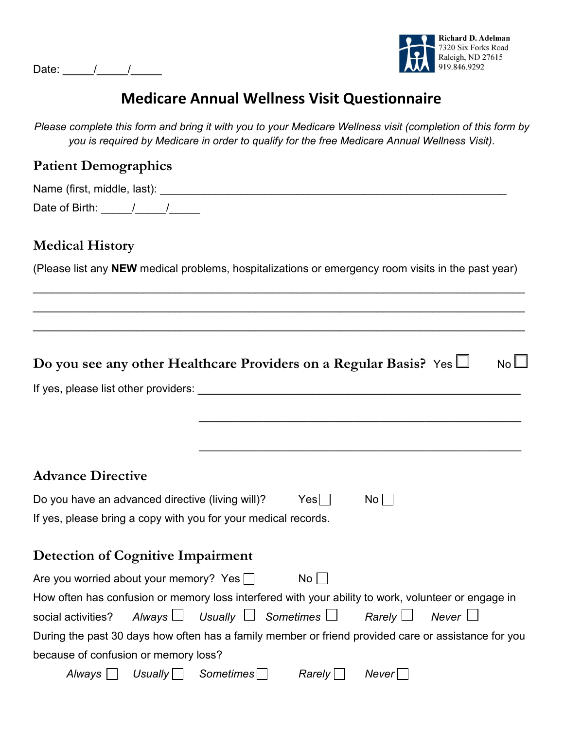Richard D. Adelman
7320 Six Forks Road
Raleigh, ND 27615
919.846.9292

Date: _____/_____/_____

# Medicare Annual Wellness Visit Questionnaire

*Please complete this form and bring it with you to your Medicare Wellness visit (completion of this form by you is required by Medicare in order to qualify for the free Medicare Annual Wellness Visit).*

## Patient Demographics

Name (first, middle, last): ________________________________________________________

Date of Birth: _____/_____/_____

## Medical History

(Please list any **NEW** medical problems, hospitalizations or emergency room visits in the past year)

_______________________________________________________________________________

_______________________________________________________________________________

_______________________________________________________________________________

## Do you see any other Healthcare Providers on a Regular Basis? Yes ☐ No ☐

If yes, please list other providers: ____________________________________________________

____________________________________________________

____________________________________________________

## Advance Directive

Do you have an advanced directive (living will)? Yes ☐ No ☐

If yes, please bring a copy with you for your medical records.

## Detection of Cognitive Impairment

Are you worried about your memory? Yes ☐ No ☐

How often has confusion or memory loss interfered with your ability to work, volunteer or engage in social activities? *Always* ☐ *Usually* ☐ *Sometimes* ☐ *Rarely* ☐ *Never* ☐

During the past 30 days how often has a family member or friend provided care or assistance for you because of confusion or memory loss?

*Always* ☐ *Usually* ☐ *Sometimes* ☐ *Rarely* ☐ *Never* ☐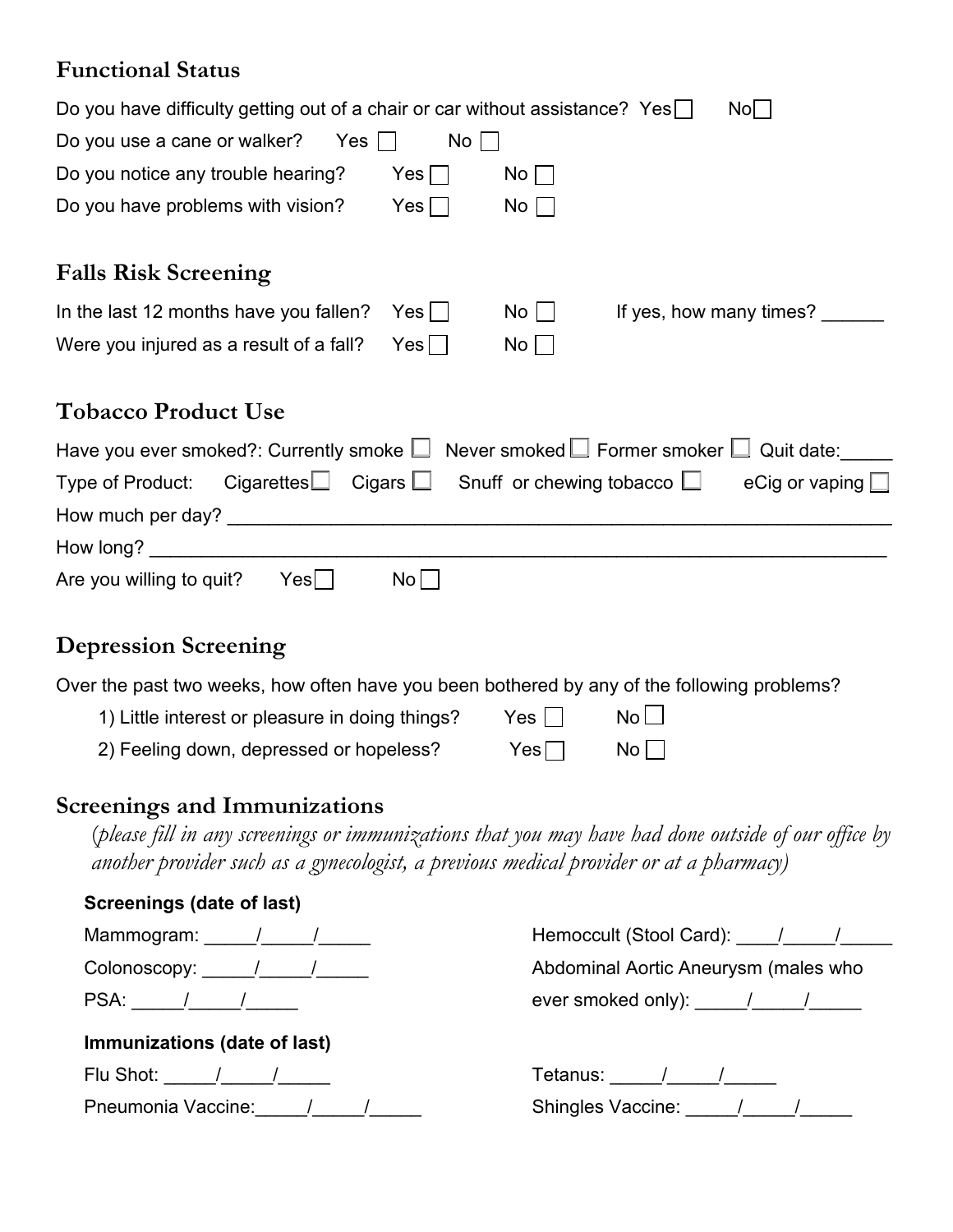## Functional Status

Do you have difficulty getting out of a chair or car without assistance? Yes ☐ No ☐

Do you use a cane or walker? Yes ☐ No ☐

Do you notice any trouble hearing? Yes ☐ No ☐

Do you have problems with vision? Yes ☐ No ☐

## Falls Risk Screening

In the last 12 months have you fallen? Yes ☐ No ☐ If yes, how many times? ______

Were you injured as a result of a fall? Yes ☐ No ☐

## Tobacco Product Use

Have you ever smoked?: Currently smoke ☐ Never smoked ☐ Former smoker ☐ Quit date:_____

Type of Product: Cigarettes ☐ Cigars ☐ Snuff or chewing tobacco ☐ eCig or vaping ☐

How much per day? ________________________________________________________________

How long? _______________________________________________________________________

Are you willing to quit? Yes ☐ No ☐

## Depression Screening

Over the past two weeks, how often have you been bothered by any of the following problems?

1) Little interest or pleasure in doing things? Yes ☐ No ☐
2) Feeling down, depressed or hopeless? Yes ☐ No ☐

## Screenings and Immunizations

*(please fill in any screenings or immunizations that you may have had done outside of our office by another provider such as a gynecologist, a previous medical provider or at a pharmacy)*

**Screenings (date of last)**

Mammogram: _____/_____/_____

Colonoscopy: _____/_____/_____

PSA: _____/_____/_____

Hemoccult (Stool Card): ____/_____/_____

Abdominal Aortic Aneurysm (males who ever smoked only): _____/_____/_____

**Immunizations (date of last)**

Flu Shot: _____/_____/_____

Pneumonia Vaccine:_____/_____/_____

Tetanus: _____/_____/_____

Shingles Vaccine: _____/_____/_____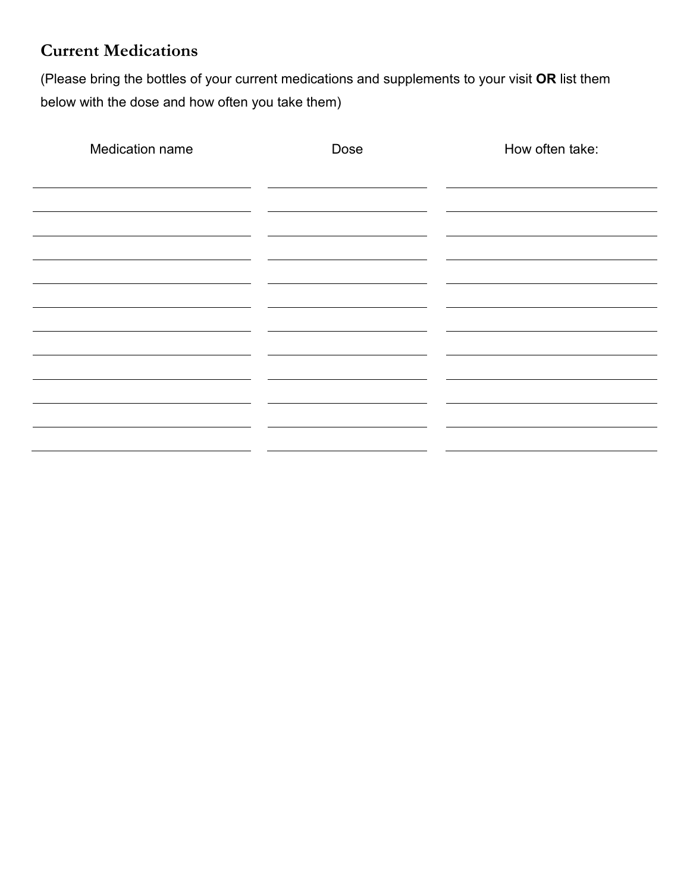## Current Medications

(Please bring the bottles of your current medications and supplements to your visit **OR** list them below with the dose and how often you take them)

| Medication name | Dose | How often take: |
|---|---|---|
| | | |
| | | |
| | | |
| | | |
| | | |
| | | |
| | | |
| | | |
| | | |
| | | |
| | | |
| | | |